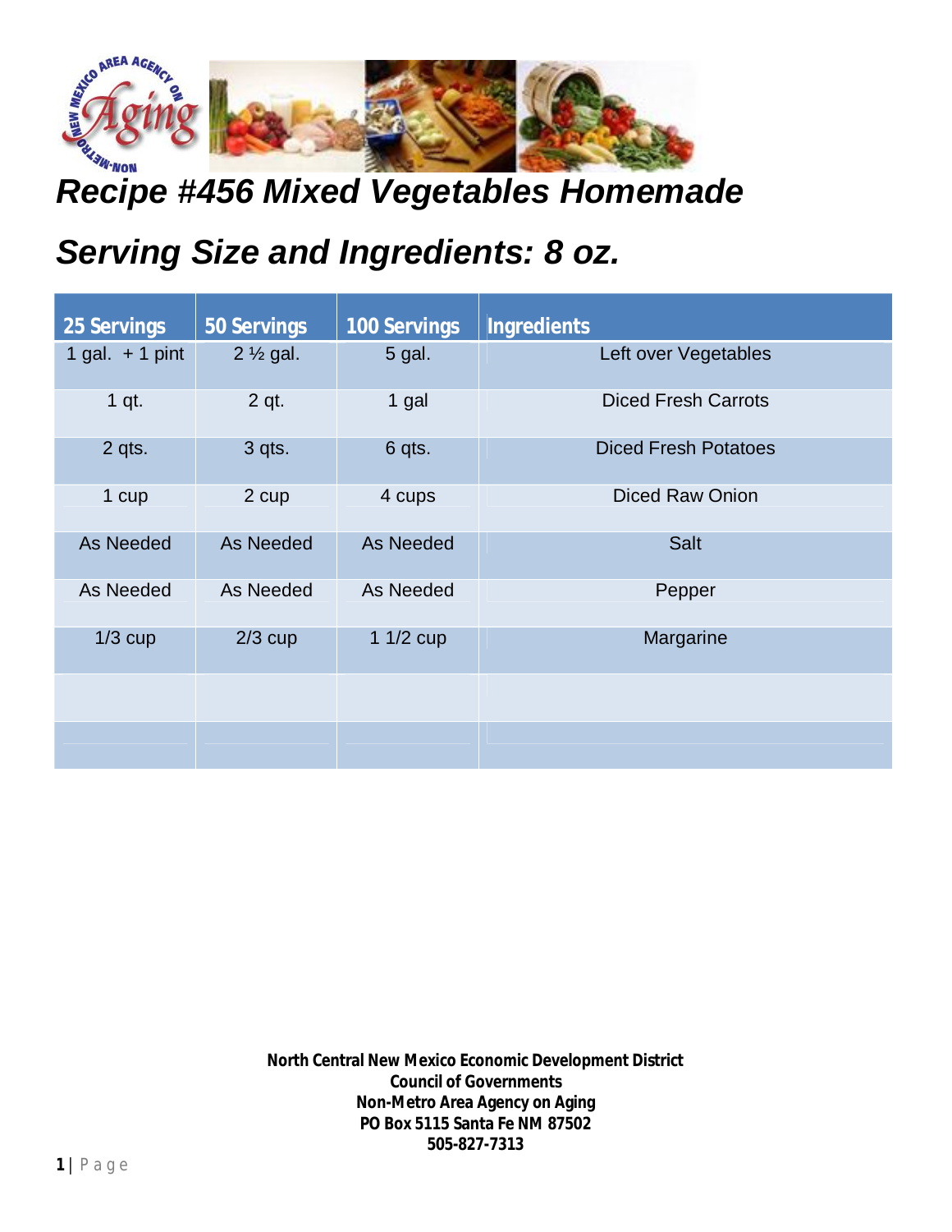# *Recipe #456 Mixed Vegetables Homemade*

## *Serving Size and Ingredients: 8 oz.*

| 25 Servings | 50 Servings | 100 Servings | Ingredients |
|---|---|---|---|
| 1 gal. + 1 pint | 2 ½ gal. | 5 gal. | Left over Vegetables |
| 1 qt. | 2 qt. | 1 gal | Diced Fresh Carrots |
| 2 qts. | 3 qts. | 6 qts. | Diced Fresh Potatoes |
| 1 cup | 2 cup | 4 cups | Diced Raw Onion |
| As Needed | As Needed | As Needed | Salt |
| As Needed | As Needed | As Needed | Pepper |
| 1/3 cup | 2/3 cup | 1 1/2 cup | Margarine |
| | | | |
| | | | |

**North Central New Mexico Economic Development District**
**Council of Governments**
**Non-Metro Area Agency on Aging**
**PO Box 5115 Santa Fe NM 87502**
**505-827-7313**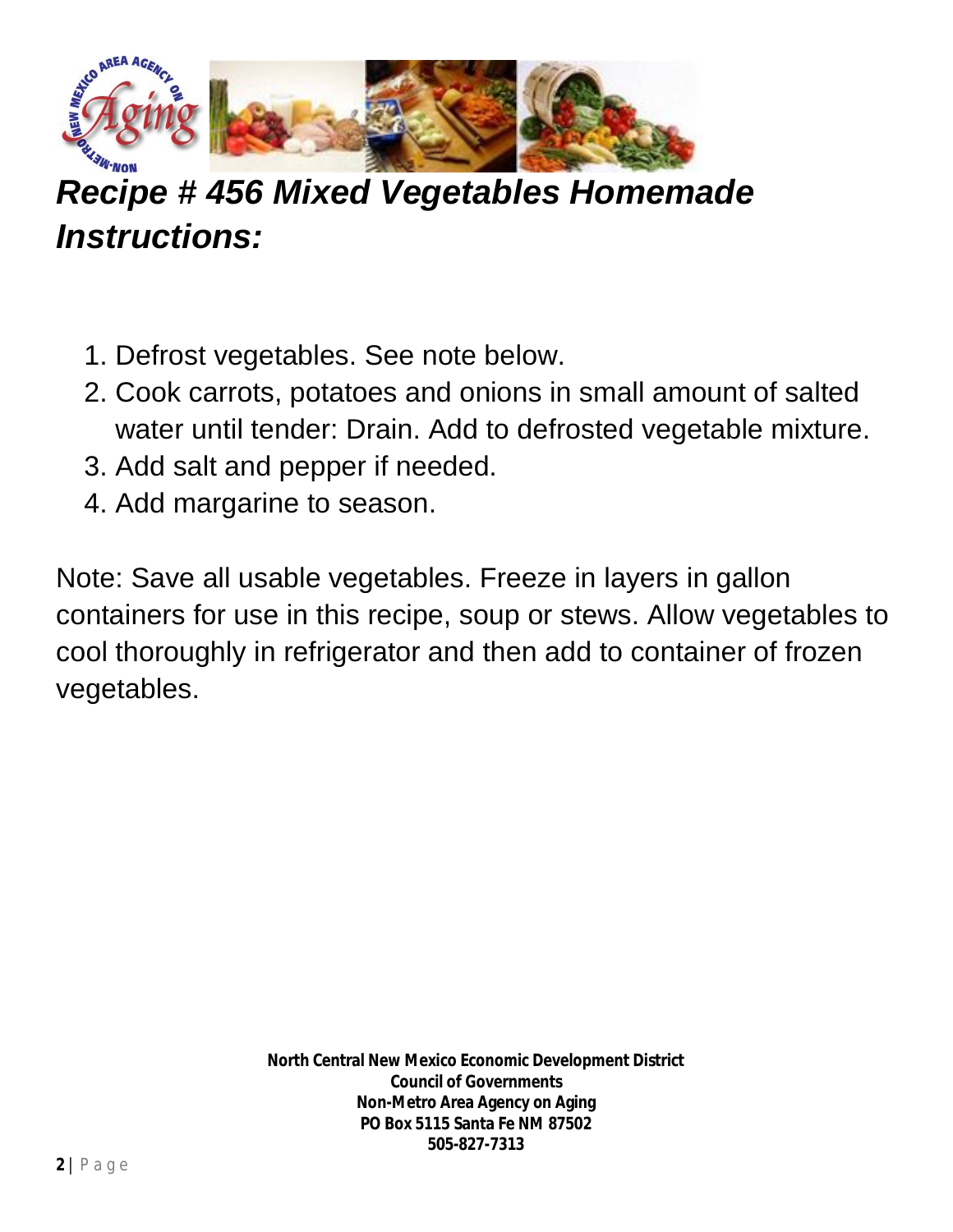## *Recipe # 456 Mixed Vegetables Homemade Instructions:*

1. Defrost vegetables. See note below.
2. Cook carrots, potatoes and onions in small amount of salted water until tender: Drain. Add to defrosted vegetable mixture.
3. Add salt and pepper if needed.
4. Add margarine to season.

Note: Save all usable vegetables. Freeze in layers in gallon containers for use in this recipe, soup or stews. Allow vegetables to cool thoroughly in refrigerator and then add to container of frozen vegetables.

**North Central New Mexico Economic Development District**
**Council of Governments**
**Non-Metro Area Agency on Aging**
**PO Box 5115 Santa Fe NM 87502**
**505-827-7313**